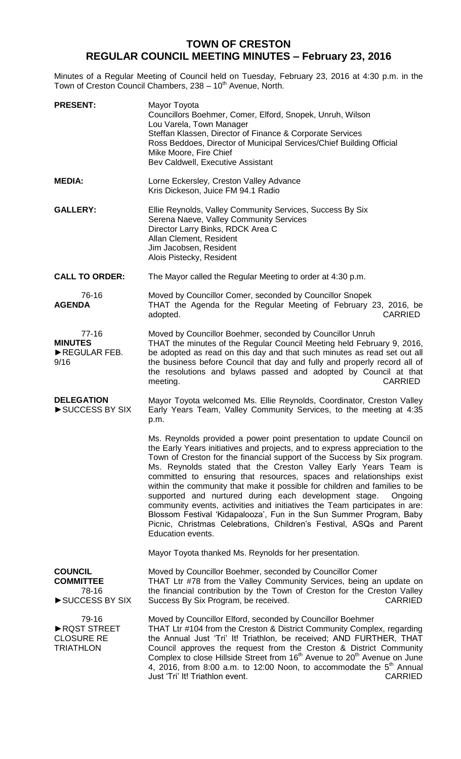# TOWN OF CRESTON
## REGULAR COUNCIL MEETING MINUTES – February 23, 2016

Minutes of a Regular Meeting of Council held on Tuesday, February 23, 2016 at 4:30 p.m. in the Town of Creston Council Chambers, 238 – 10th Avenue, North.

**PRESENT:** Mayor Toyota
Councillors Boehmer, Comer, Elford, Snopek, Unruh, Wilson
Lou Varela, Town Manager
Steffan Klassen, Director of Finance & Corporate Services
Ross Beddoes, Director of Municipal Services/Chief Building Official
Mike Moore, Fire Chief
Bev Caldwell, Executive Assistant

**MEDIA:** Lorne Eckersley, Creston Valley Advance
Kris Dickeson, Juice FM 94.1 Radio

**GALLERY:** Ellie Reynolds, Valley Community Services, Success By Six
Serena Naeve, Valley Community Services
Director Larry Binks, RDCK Area C
Allan Clement, Resident
Jim Jacobsen, Resident
Alois Pistecky, Resident

**CALL TO ORDER:** The Mayor called the Regular Meeting to order at 4:30 p.m.

76-16
**AGENDA**

Moved by Councillor Comer, seconded by Councillor Snopek
THAT the Agenda for the Regular Meeting of February 23, 2016, be adopted. CARRIED

77-16
**MINUTES**
►REGULAR FEB. 9/16

Moved by Councillor Boehmer, seconded by Councillor Unruh
THAT the minutes of the Regular Council Meeting held February 9, 2016, be adopted as read on this day and that such minutes as read set out all the business before Council that day and fully and properly record all of the resolutions and bylaws passed and adopted by Council at that meeting. CARRIED

**DELEGATION**
►SUCCESS BY SIX

Mayor Toyota welcomed Ms. Ellie Reynolds, Coordinator, Creston Valley Early Years Team, Valley Community Services, to the meeting at 4:35 p.m.

Ms. Reynolds provided a power point presentation to update Council on the Early Years initiatives and projects, and to express appreciation to the Town of Creston for the financial support of the Success by Six program. Ms. Reynolds stated that the Creston Valley Early Years Team is committed to ensuring that resources, spaces and relationships exist within the community that make it possible for children and families to be supported and nurtured during each development stage. Ongoing community events, activities and initiatives the Team participates in are: Blossom Festival 'Kidapalooza', Fun in the Sun Summer Program, Baby Picnic, Christmas Celebrations, Children's Festival, ASQs and Parent Education events.

Mayor Toyota thanked Ms. Reynolds for her presentation.

**COUNCIL COMMITTEE**
78-16
►SUCCESS BY SIX

Moved by Councillor Boehmer, seconded by Councillor Comer
THAT Ltr #78 from the Valley Community Services, being an update on the financial contribution by the Town of Creston for the Creston Valley Success By Six Program, be received. CARRIED

79-16
►RQST STREET CLOSURE RE TRIATHLON

Moved by Councillor Elford, seconded by Councillor Boehmer
THAT Ltr #104 from the Creston & District Community Complex, regarding the Annual Just 'Tri' It! Triathlon, be received; AND FURTHER, THAT Council approves the request from the Creston & District Community Complex to close Hillside Street from 16th Avenue to 20th Avenue on June 4, 2016, from 8:00 a.m. to 12:00 Noon, to accommodate the 5th Annual Just 'Tri' It! Triathlon event. CARRIED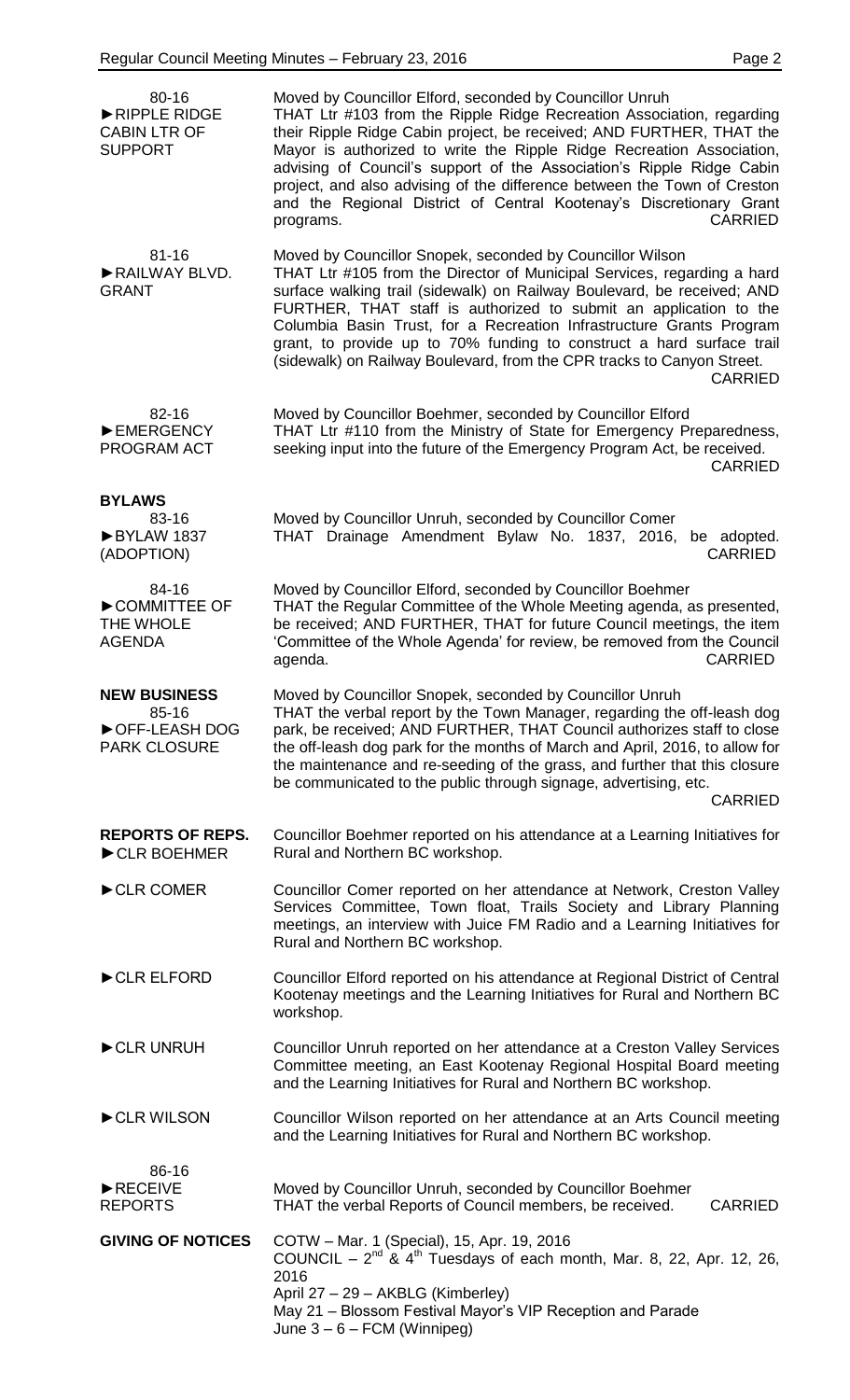80-16
►RIPPLE RIDGE CABIN LTR OF SUPPORT

Moved by Councillor Elford, seconded by Councillor Unruh
THAT Ltr #103 from the Ripple Ridge Recreation Association, regarding their Ripple Ridge Cabin project, be received; AND FURTHER, THAT the Mayor is authorized to write the Ripple Ridge Recreation Association, advising of Council's support of the Association's Ripple Ridge Cabin project, and also advising of the difference between the Town of Creston and the Regional District of Central Kootenay's Discretionary Grant programs. CARRIED

81-16
►RAILWAY BLVD. GRANT

Moved by Councillor Snopek, seconded by Councillor Wilson
THAT Ltr #105 from the Director of Municipal Services, regarding a hard surface walking trail (sidewalk) on Railway Boulevard, be received; AND FURTHER, THAT staff is authorized to submit an application to the Columbia Basin Trust, for a Recreation Infrastructure Grants Program grant, to provide up to 70% funding to construct a hard surface trail (sidewalk) on Railway Boulevard, from the CPR tracks to Canyon Street. CARRIED

82-16
►EMERGENCY PROGRAM ACT

Moved by Councillor Boehmer, seconded by Councillor Elford
THAT Ltr #110 from the Ministry of State for Emergency Preparedness, seeking input into the future of the Emergency Program Act, be received. CARRIED

**BYLAWS**

83-16
►BYLAW 1837 (ADOPTION)

Moved by Councillor Unruh, seconded by Councillor Comer
THAT Drainage Amendment Bylaw No. 1837, 2016, be adopted. CARRIED

84-16
►COMMITTEE OF THE WHOLE AGENDA

Moved by Councillor Elford, seconded by Councillor Boehmer
THAT the Regular Committee of the Whole Meeting agenda, as presented, be received; AND FURTHER, THAT for future Council meetings, the item 'Committee of the Whole Agenda' for review, be removed from the Council agenda. CARRIED

**NEW BUSINESS**

85-16
►OFF-LEASH DOG PARK CLOSURE

Moved by Councillor Snopek, seconded by Councillor Unruh
THAT the verbal report by the Town Manager, regarding the off-leash dog park, be received; AND FURTHER, THAT Council authorizes staff to close the off-leash dog park for the months of March and April, 2016, to allow for the maintenance and re-seeding of the grass, and further that this closure be communicated to the public through signage, advertising, etc. CARRIED

**REPORTS OF REPS.**

►CLR BOEHMER

Councillor Boehmer reported on his attendance at a Learning Initiatives for Rural and Northern BC workshop.

►CLR COMER

Councillor Comer reported on her attendance at Network, Creston Valley Services Committee, Town float, Trails Society and Library Planning meetings, an interview with Juice FM Radio and a Learning Initiatives for Rural and Northern BC workshop.

►CLR ELFORD

Councillor Elford reported on his attendance at Regional District of Central Kootenay meetings and the Learning Initiatives for Rural and Northern BC workshop.

►CLR UNRUH

Councillor Unruh reported on her attendance at a Creston Valley Services Committee meeting, an East Kootenay Regional Hospital Board meeting and the Learning Initiatives for Rural and Northern BC workshop.

►CLR WILSON

Councillor Wilson reported on her attendance at an Arts Council meeting and the Learning Initiatives for Rural and Northern BC workshop.

86-16
►RECEIVE REPORTS

Moved by Councillor Unruh, seconded by Councillor Boehmer
THAT the verbal Reports of Council members, be received. CARRIED

**GIVING OF NOTICES**

COTW – Mar. 1 (Special), 15, Apr. 19, 2016
COUNCIL – 2nd & 4th Tuesdays of each month, Mar. 8, 22, Apr. 12, 26, 2016
April 27 – 29 – AKBLG (Kimberley)
May 21 – Blossom Festival Mayor's VIP Reception and Parade
June 3 – 6 – FCM (Winnipeg)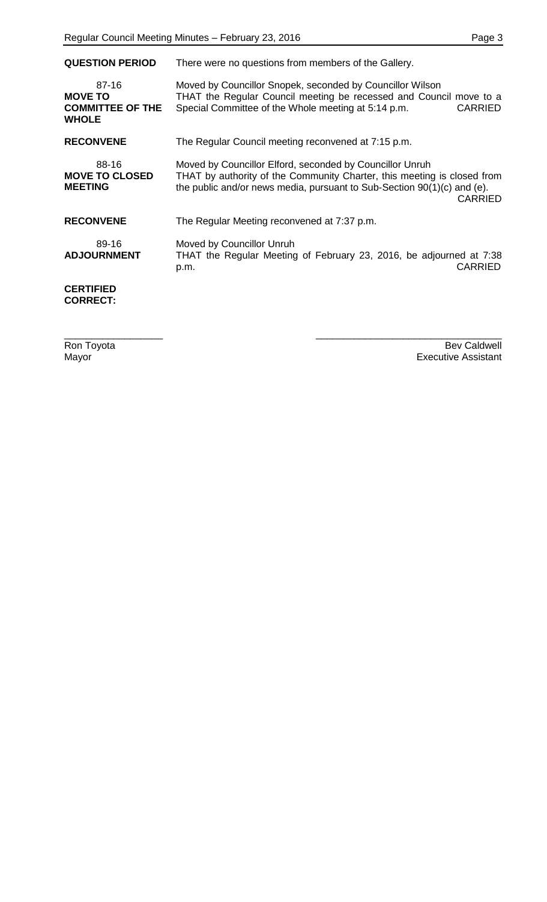**QUESTION PERIOD** There were no questions from members of the Gallery.

87-16
**MOVE TO COMMITTEE OF THE WHOLE**

Moved by Councillor Snopek, seconded by Councillor Wilson
THAT the Regular Council meeting be recessed and Council move to a Special Committee of the Whole meeting at 5:14 p.m. CARRIED

**RECONVENE** The Regular Council meeting reconvened at 7:15 p.m.

88-16
**MOVE TO CLOSED MEETING**

Moved by Councillor Elford, seconded by Councillor Unruh
THAT by authority of the Community Charter, this meeting is closed from the public and/or news media, pursuant to Sub-Section 90(1)(c) and (e). CARRIED

**RECONVENE** The Regular Meeting reconvened at 7:37 p.m.

89-16
**ADJOURNMENT**

Moved by Councillor Unruh
THAT the Regular Meeting of February 23, 2016, be adjourned at 7:38 p.m. CARRIED

**CERTIFIED CORRECT:**

\_\_\_\_\_\_\_\_\_\_\_\_\_\_\_\_\_\_
Ron Toyota
Mayor

\_\_\_\_\_\_\_\_\_\_\_\_\_\_\_\_\_\_
Bev Caldwell
Executive Assistant